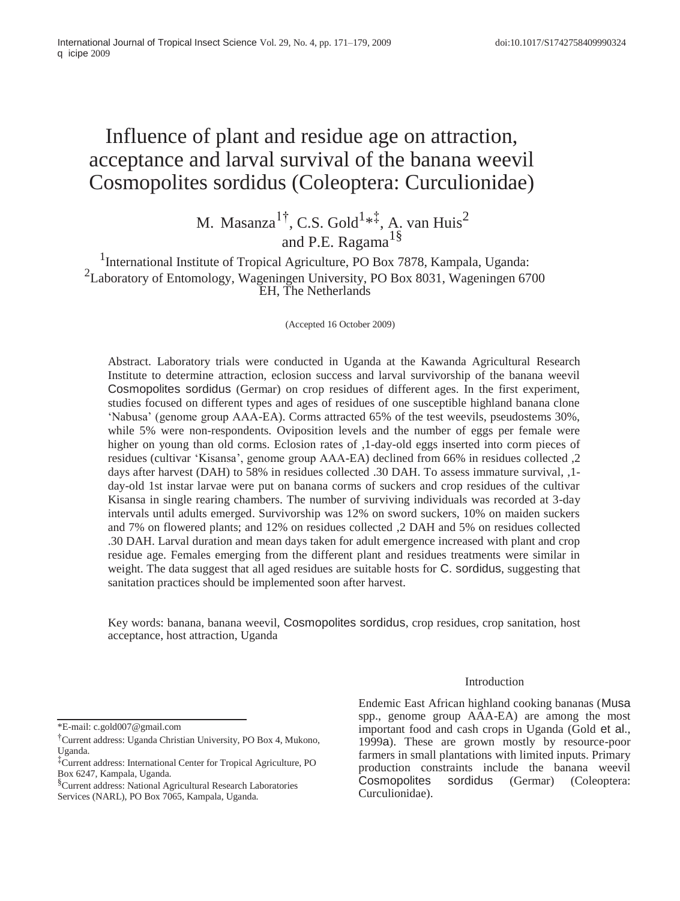# Influence of plant and residue age on attraction, acceptance and larval survival of the banana weevil Cosmopolites sordidus (Coleoptera: Curculionidae)

M. Masanza[1†], C.S. Gold[1*‡], A. van Huis[2] and P.E. Ragama[1§]

[1]International Institute of Tropical Agriculture, PO Box 7878, Kampala, Uganda: [2]Laboratory of Entomology, Wageningen University, PO Box 8031, Wageningen 6700 EH, The Netherlands

(Accepted 16 October 2009)

Abstract. Laboratory trials were conducted in Uganda at the Kawanda Agricultural Research Institute to determine attraction, eclosion success and larval survivorship of the banana weevil *Cosmopolites sordidus* (Germar) on crop residues of different ages. In the first experiment, studies focused on different types and ages of residues of one susceptible highland banana clone 'Nabusa' (genome group AAA-EA). Corms attracted 65% of the test weevils, pseudostems 30%, while 5% were non-respondents. Oviposition levels and the number of eggs per female were higher on young than old corms. Eclosion rates of ,1-day-old eggs inserted into corm pieces of residues (cultivar 'Kisansa', genome group AAA-EA) declined from 66% in residues collected ,2 days after harvest (DAH) to 58% in residues collected .30 DAH. To assess immature survival, ,1-day-old 1st instar larvae were put on banana corms of suckers and crop residues of the cultivar Kisansa in single rearing chambers. The number of surviving individuals was recorded at 3-day intervals until adults emerged. Survivorship was 12% on sword suckers, 10% on maiden suckers and 7% on flowered plants; and 12% on residues collected ,2 DAH and 5% on residues collected .30 DAH. Larval duration and mean days taken for adult emergence increased with plant and crop residue age. Females emerging from the different plant and residues treatments were similar in weight. The data suggest that all aged residues are suitable hosts for *C. sordidus*, suggesting that sanitation practices should be implemented soon after harvest.

Key words: banana, banana weevil, *Cosmopolites sordidus*, crop residues, crop sanitation, host acceptance, host attraction, Uganda

## Introduction

Endemic East African highland cooking bananas (*Musa* spp., genome group AAA-EA) are among the most important food and cash crops in Uganda (Gold *et al.*, 1999a). These are grown mostly by resource-poor farmers in small plantations with limited inputs. Primary production constraints include the banana weevil *Cosmopolites sordidus* (Germar) (Coleoptera: Curculionidae).

---

*E-mail: c.gold007@gmail.com

†Current address: Uganda Christian University, PO Box 4, Mukono, Uganda.

‡Current address: International Center for Tropical Agriculture, PO Box 6247, Kampala, Uganda.

§Current address: National Agricultural Research Laboratories Services (NARL), PO Box 7065, Kampala, Uganda.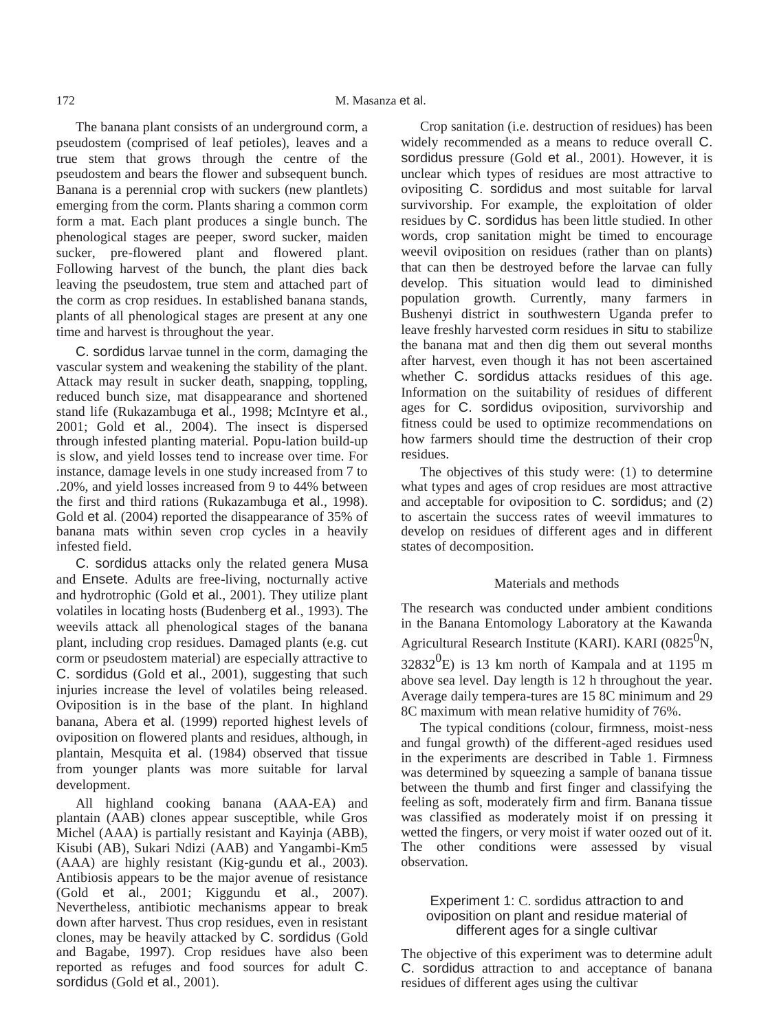The banana plant consists of an underground corm, a pseudostem (comprised of leaf petioles), leaves and a true stem that grows through the centre of the pseudostem and bears the flower and subsequent bunch. Banana is a perennial crop with suckers (new plantlets) emerging from the corm. Plants sharing a common corm form a mat. Each plant produces a single bunch. The phenological stages are peeper, sword sucker, maiden sucker, pre-flowered plant and flowered plant. Following harvest of the bunch, the plant dies back leaving the pseudostem, true stem and attached part of the corm as crop residues. In established banana stands, plants of all phenological stages are present at any one time and harvest is throughout the year.

*C. sordidus* larvae tunnel in the corm, damaging the vascular system and weakening the stability of the plant. Attack may result in sucker death, snapping, toppling, reduced bunch size, mat disappearance and shortened stand life (Rukazambuga *et al.*, 1998; McIntyre *et al.*, 2001; Gold *et al.*, 2004). The insect is dispersed through infested planting material. Popu-lation build-up is slow, and yield losses tend to increase over time. For instance, damage levels in one study increased from 7 to .20%, and yield losses increased from 9 to 44% between the first and third rations (Rukazambuga *et al.*, 1998). Gold *et al.* (2004) reported the disappearance of 35% of banana mats within seven crop cycles in a heavily infested field.

*C. sordidus* attacks only the related genera *Musa* and *Ensete*. Adults are free-living, nocturnally active and hydrotrophic (Gold *et al.*, 2001). They utilize plant volatiles in locating hosts (Budenberg *et al.*, 1993). The weevils attack all phenological stages of the banana plant, including crop residues. Damaged plants (e.g. cut corm or pseudostem material) are especially attractive to *C. sordidus* (Gold *et al.*, 2001), suggesting that such injuries increase the level of volatiles being released. Oviposition is in the base of the plant. In highland banana, Abera *et al.* (1999) reported highest levels of oviposition on flowered plants and residues, although, in plantain, Mesquita *et al.* (1984) observed that tissue from younger plants was more suitable for larval development.

All highland cooking banana (AAA-EA) and plantain (AAB) clones appear susceptible, while Gros Michel (AAA) is partially resistant and Kayinja (ABB), Kisubi (AB), Sukari Ndizi (AAB) and Yangambi-Km5 (AAA) are highly resistant (Kig-gundu *et al.*, 2003). Antibiosis appears to be the major avenue of resistance (Gold *et al.*, 2001; Kiggundu *et al.*, 2007). Nevertheless, antibiotic mechanisms appear to break down after harvest. Thus crop residues, even in resistant clones, may be heavily attacked by *C. sordidus* (Gold and Bagabe, 1997). Crop residues have also been reported as refuges and food sources for adult *C. sordidus* (Gold *et al.*, 2001).

Crop sanitation (i.e. destruction of residues) has been widely recommended as a means to reduce overall *C. sordidus* pressure (Gold *et al.*, 2001). However, it is unclear which types of residues are most attractive to ovipositing *C. sordidus* and most suitable for larval survivorship. For example, the exploitation of older residues by *C. sordidus* has been little studied. In other words, crop sanitation might be timed to encourage weevil oviposition on residues (rather than on plants) that can then be destroyed before the larvae can fully develop. This situation would lead to diminished population growth. Currently, many farmers in Bushenyi district in southwestern Uganda prefer to leave freshly harvested corm residues *in situ* to stabilize the banana mat and then dig them out several months after harvest, even though it has not been ascertained whether *C. sordidus* attacks residues of this age. Information on the suitability of residues of different ages for *C. sordidus* oviposition, survivorship and fitness could be used to optimize recommendations on how farmers should time the destruction of their crop residues.

The objectives of this study were: (1) to determine what types and ages of crop residues are most attractive and acceptable for oviposition to *C. sordidus*; and (2) to ascertain the success rates of weevil immatures to develop on residues of different ages and in different states of decomposition.

## Materials and methods

The research was conducted under ambient conditions in the Banana Entomology Laboratory at the Kawanda Agricultural Research Institute (KARI). KARI (0825$^0$N, 32832$^0$E) is 13 km north of Kampala and at 1195 m above sea level. Day length is 12 h throughout the year. Average daily tempera-tures are 15 8C minimum and 29 8C maximum with mean relative humidity of 76%.

The typical conditions (colour, firmness, moist-ness and fungal growth) of the different-aged residues used in the experiments are described in Table 1. Firmness was determined by squeezing a sample of banana tissue between the thumb and first finger and classifying the feeling as soft, moderately firm and firm. Banana tissue was classified as moderately moist if on pressing it wetted the fingers, or very moist if water oozed out of it. The other conditions were assessed by visual observation.

### Experiment 1: *C. sordidus* attraction to and oviposition on plant and residue material of different ages for a single cultivar

The objective of this experiment was to determine adult *C. sordidus* attraction to and acceptance of banana residues of different ages using the cultivar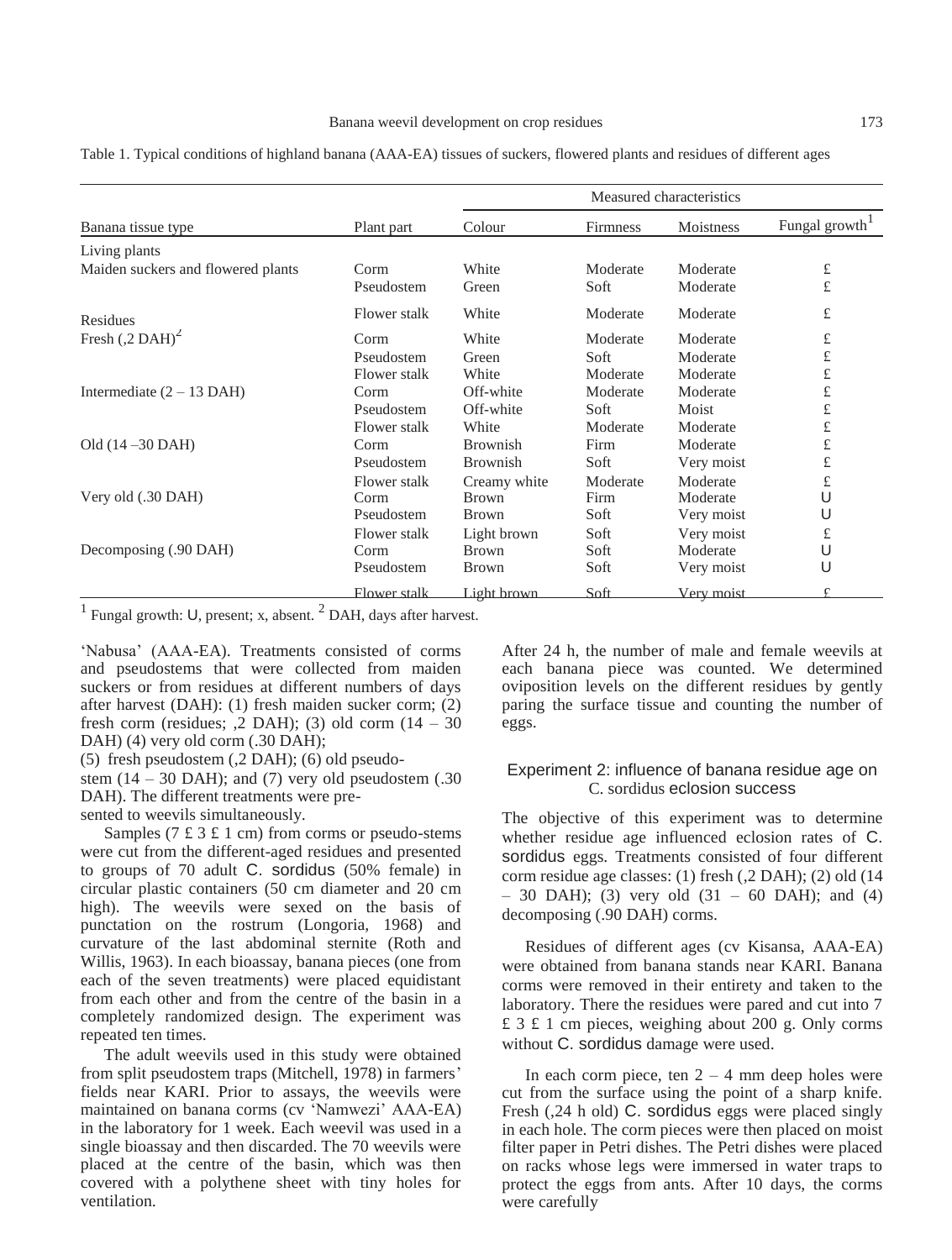Table 1. Typical conditions of highland banana (AAA-EA) tissues of suckers, flowered plants and residues of different ages

| Banana tissue type | Plant part | Measured characteristics | | | |
|---|---|---|---|---|---|
| | | Colour | Firmness | Moistness | Fungal growth[1] |
| Living plants | | | | | |
| Maiden suckers and flowered plants | Corm | White | Moderate | Moderate | £ |
| | Pseudostem | Green | Soft | Moderate | £ |
| | Flower stalk | White | Moderate | Moderate | £ |
| Residues | | | | | |
| Fresh (,2 DAH)[2] | Corm | White | Moderate | Moderate | £ |
| | Pseudostem | Green | Soft | Moderate | £ |
| | Flower stalk | White | Moderate | Moderate | £ |
| Intermediate (2 – 13 DAH) | Corm | Off-white | Moderate | Moderate | £ |
| | Pseudostem | Off-white | Soft | Moist | £ |
| | Flower stalk | White | Moderate | Moderate | £ |
| Old (14 –30 DAH) | Corm | Brownish | Firm | Moderate | £ |
| | Pseudostem | Brownish | Soft | Very moist | £ |
| | Flower stalk | Creamy white | Moderate | Moderate | £ |
| Very old (.30 DAH) | Corm | Brown | Firm | Moderate | U |
| | Pseudostem | Brown | Soft | Very moist | U |
| | Flower stalk | Light brown | Soft | Very moist | £ |
| Decomposing (.90 DAH) | Corm | Brown | Soft | Moderate | U |
| | Pseudostem | Brown | Soft | Very moist | U |
| | Flower stalk | Light brown | Soft | Very moist | £ |

[1] Fungal growth: U, present; x, absent. [2] DAH, days after harvest.

'Nabusa' (AAA-EA). Treatments consisted of corms and pseudostems that were collected from maiden suckers or from residues at different numbers of days after harvest (DAH): (1) fresh maiden sucker corm; (2) fresh corm (residues; ,2 DAH); (3) old corm (14 – 30 DAH) (4) very old corm (.30 DAH); (5) fresh pseudostem (,2 DAH); (6) old pseudostem (14 – 30 DAH); and (7) very old pseudostem (.30 DAH). The different treatments were presented to weevils simultaneously.

Samples (7 £ 3 £ 1 cm) from corms or pseudo-stems were cut from the different-aged residues and presented to groups of 70 adult *C. sordidus* (50% female) in circular plastic containers (50 cm diameter and 20 cm high). The weevils were sexed on the basis of punctation on the rostrum (Longoria, 1968) and curvature of the last abdominal sternite (Roth and Willis, 1963). In each bioassay, banana pieces (one from each of the seven treatments) were placed equidistant from each other and from the centre of the basin in a completely randomized design. The experiment was repeated ten times.

The adult weevils used in this study were obtained from split pseudostem traps (Mitchell, 1978) in farmers' fields near KARI. Prior to assays, the weevils were maintained on banana corms (cv 'Namwezi' AAA-EA) in the laboratory for 1 week. Each weevil was used in a single bioassay and then discarded. The 70 weevils were placed at the centre of the basin, which was then covered with a polythene sheet with tiny holes for ventilation.

After 24 h, the number of male and female weevils at each banana piece was counted. We determined oviposition levels on the different residues by gently paring the surface tissue and counting the number of eggs.

### Experiment 2: influence of banana residue age on *C. sordidus* eclosion success

The objective of this experiment was to determine whether residue age influenced eclosion rates of *C. sordidus* eggs. Treatments consisted of four different corm residue age classes: (1) fresh (,2 DAH); (2) old (14 – 30 DAH); (3) very old (31 – 60 DAH); and (4) decomposing (.90 DAH) corms.

Residues of different ages (cv Kisansa, AAA-EA) were obtained from banana stands near KARI. Banana corms were removed in their entirety and taken to the laboratory. There the residues were pared and cut into 7 £ 3 £ 1 cm pieces, weighing about 200 g. Only corms without *C. sordidus* damage were used.

In each corm piece, ten 2 – 4 mm deep holes were cut from the surface using the point of a sharp knife. Fresh (,24 h old) *C. sordidus* eggs were placed singly in each hole. The corm pieces were then placed on moist filter paper in Petri dishes. The Petri dishes were placed on racks whose legs were immersed in water traps to protect the eggs from ants. After 10 days, the corms were carefully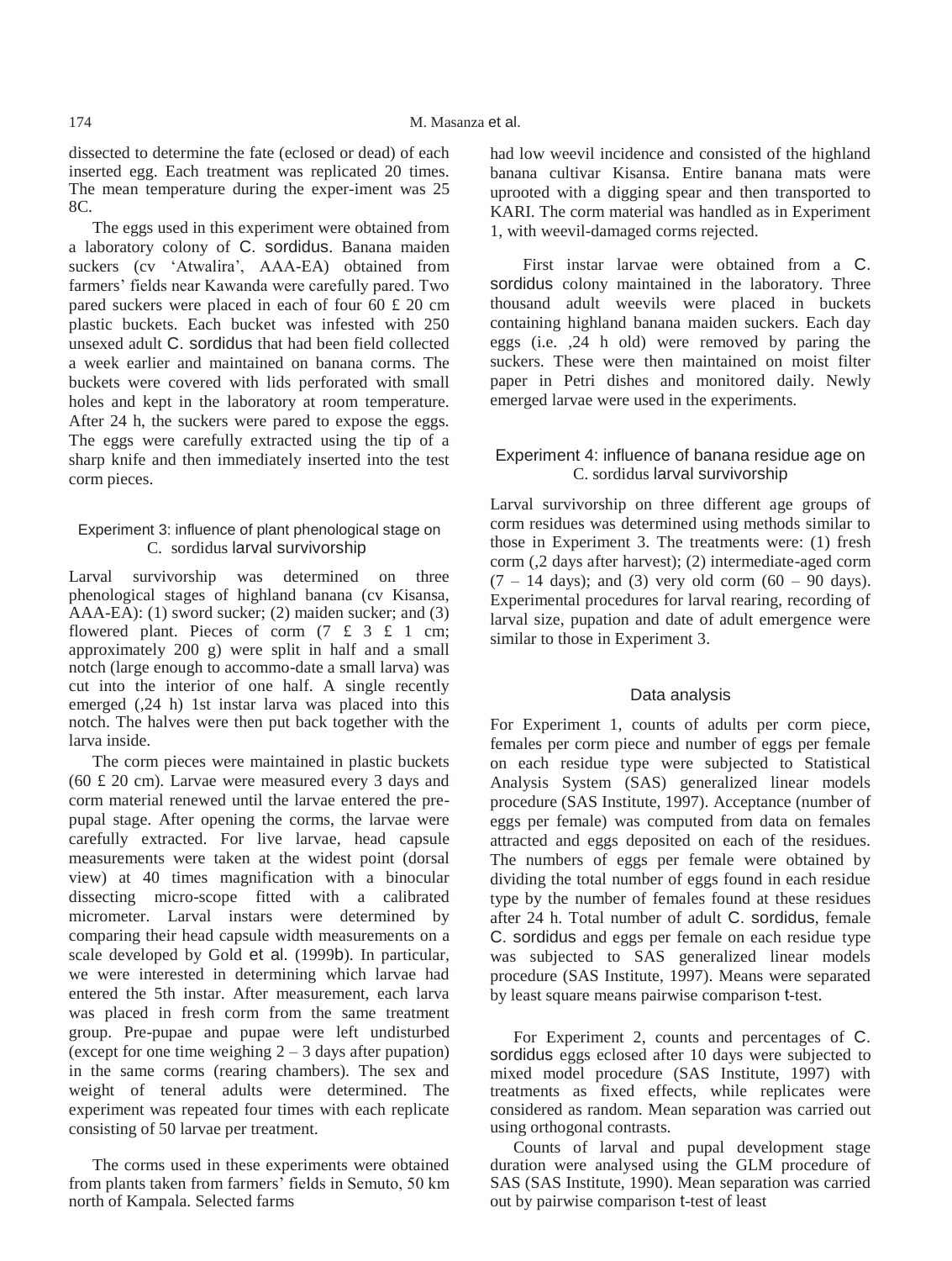dissected to determine the fate (eclosed or dead) of each inserted egg. Each treatment was replicated 20 times. The mean temperature during the exper-iment was 25 8C.

The eggs used in this experiment were obtained from a laboratory colony of *C. sordidus*. Banana maiden suckers (cv 'Atwalira', AAA-EA) obtained from farmers' fields near Kawanda were carefully pared. Two pared suckers were placed in each of four 60 £ 20 cm plastic buckets. Each bucket was infested with 250 unsexed adult *C. sordidus* that had been field collected a week earlier and maintained on banana corms. The buckets were covered with lids perforated with small holes and kept in the laboratory at room temperature. After 24 h, the suckers were pared to expose the eggs. The eggs were carefully extracted using the tip of a sharp knife and then immediately inserted into the test corm pieces.

### Experiment 3: influence of plant phenological stage on *C. sordidus* larval survivorship

Larval survivorship was determined on three phenological stages of highland banana (cv Kisansa, AAA-EA): (1) sword sucker; (2) maiden sucker; and (3) flowered plant. Pieces of corm (7 £ 3 £ 1 cm; approximately 200 g) were split in half and a small notch (large enough to accommo-date a small larva) was cut into the interior of one half. A single recently emerged (,24 h) 1st instar larva was placed into this notch. The halves were then put back together with the larva inside.

The corm pieces were maintained in plastic buckets (60 £ 20 cm). Larvae were measured every 3 days and corm material renewed until the larvae entered the pre-pupal stage. After opening the corms, the larvae were carefully extracted. For live larvae, head capsule measurements were taken at the widest point (dorsal view) at 40 times magnification with a binocular dissecting micro-scope fitted with a calibrated micrometer. Larval instars were determined by comparing their head capsule width measurements on a scale developed by Gold *et al.* (1999b). In particular, we were interested in determining which larvae had entered the 5th instar. After measurement, each larva was placed in fresh corm from the same treatment group. Pre-pupae and pupae were left undisturbed (except for one time weighing 2 – 3 days after pupation) in the same corms (rearing chambers). The sex and weight of teneral adults were determined. The experiment was repeated four times with each replicate consisting of 50 larvae per treatment.

The corms used in these experiments were obtained from plants taken from farmers' fields in Semuto, 50 km north of Kampala. Selected farms had low weevil incidence and consisted of the highland banana cultivar Kisansa. Entire banana mats were uprooted with a digging spear and then transported to KARI. The corm material was handled as in Experiment 1, with weevil-damaged corms rejected.

First instar larvae were obtained from a *C. sordidus* colony maintained in the laboratory. Three thousand adult weevils were placed in buckets containing highland banana maiden suckers. Each day eggs (i.e. ,24 h old) were removed by paring the suckers. These were then maintained on moist filter paper in Petri dishes and monitored daily. Newly emerged larvae were used in the experiments.

### Experiment 4: influence of banana residue age on *C. sordidus* larval survivorship

Larval survivorship on three different age groups of corm residues was determined using methods similar to those in Experiment 3. The treatments were: (1) fresh corm (,2 days after harvest); (2) intermediate-aged corm (7 – 14 days); and (3) very old corm (60 – 90 days). Experimental procedures for larval rearing, recording of larval size, pupation and date of adult emergence were similar to those in Experiment 3.

### Data analysis

For Experiment 1, counts of adults per corm piece, females per corm piece and number of eggs per female on each residue type were subjected to Statistical Analysis System (SAS) generalized linear models procedure (SAS Institute, 1997). Acceptance (number of eggs per female) was computed from data on females attracted and eggs deposited on each of the residues. The numbers of eggs per female were obtained by dividing the total number of eggs found in each residue type by the number of females found at these residues after 24 h. Total number of adult *C. sordidus*, female *C. sordidus* and eggs per female on each residue type was subjected to SAS generalized linear models procedure (SAS Institute, 1997). Means were separated by least square means pairwise comparison *t*-test.

For Experiment 2, counts and percentages of *C. sordidus* eggs eclosed after 10 days were subjected to mixed model procedure (SAS Institute, 1997) with treatments as fixed effects, while replicates were considered as random. Mean separation was carried out using orthogonal contrasts.

Counts of larval and pupal development stage duration were analysed using the GLM procedure of SAS (SAS Institute, 1990). Mean separation was carried out by pairwise comparison *t*-test of least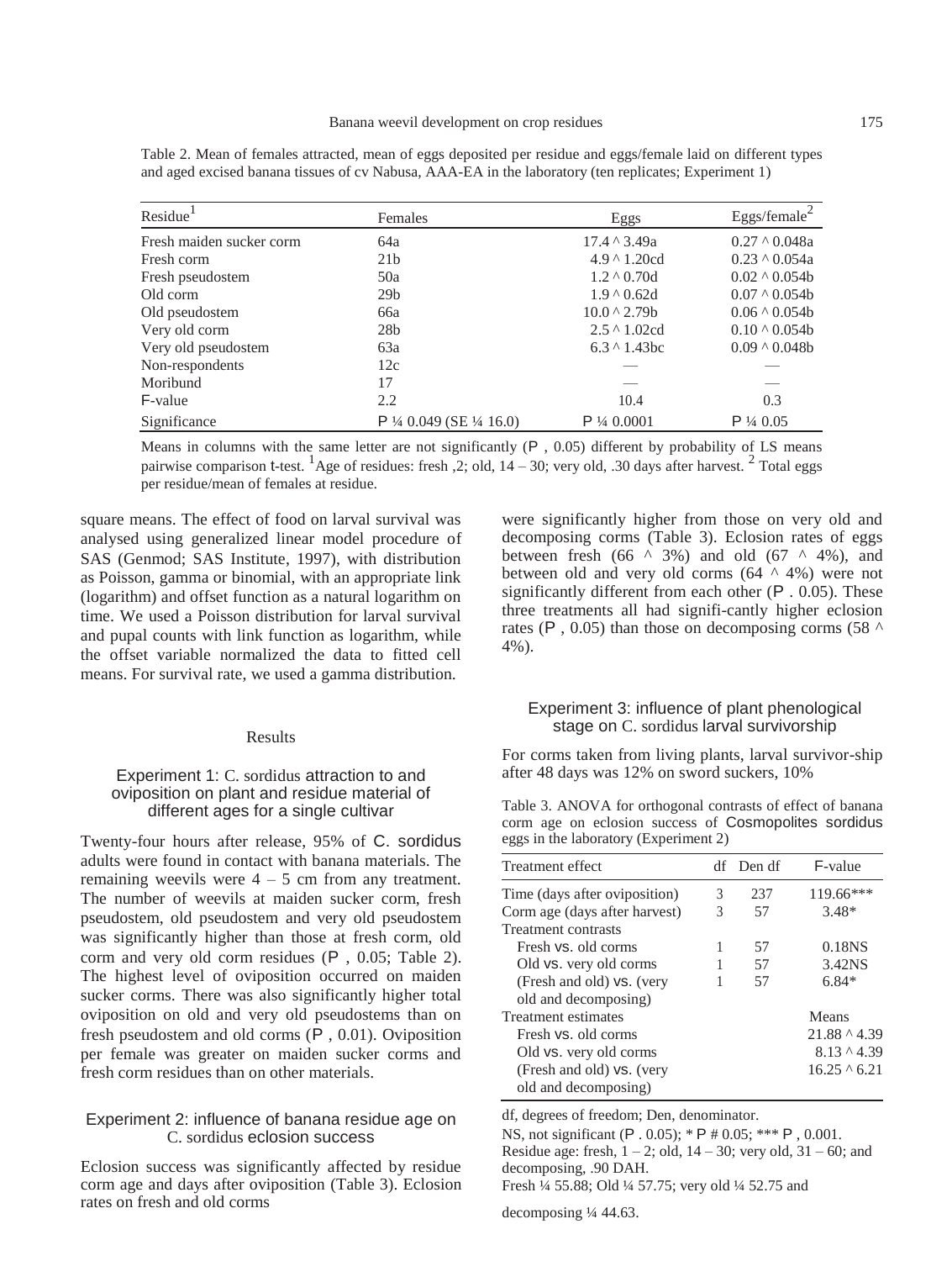Table 2. Mean of females attracted, mean of eggs deposited per residue and eggs/female laid on different types and aged excised banana tissues of cv Nabusa, AAA-EA in the laboratory (ten replicates; Experiment 1)

| Residue[1] | Females | Eggs | Eggs/female[2] |
|---|---|---|---|
| Fresh maiden sucker corm | 64a | 17.4 ^ 3.49a | 0.27 ^ 0.048a |
| Fresh corm | 21b | 4.9 ^ 1.20cd | 0.23 ^ 0.054a |
| Fresh pseudostem | 50a | 1.2 ^ 0.70d | 0.02 ^ 0.054b |
| Old corm | 29b | 1.9 ^ 0.62d | 0.07 ^ 0.054b |
| Old pseudostem | 66a | 10.0 ^ 2.79b | 0.06 ^ 0.054b |
| Very old corm | 28b | 2.5 ^ 1.02cd | 0.10 ^ 0.054b |
| Very old pseudostem | 63a | 6.3 ^ 1.43bc | 0.09 ^ 0.048b |
| Non-respondents | 12c | — | — |
| Moribund | 17 | — | — |
| F-value | 2.2 | 10.4 | 0.3 |
| Significance | P ¼ 0.049 (SE ¼ 16.0) | P ¼ 0.0001 | P ¼ 0.05 |

Means in columns with the same letter are not significantly (P , 0.05) different by probability of LS means pairwise comparison t-test. [1]Age of residues: fresh ,2; old, 14 – 30; very old, .30 days after harvest. [2] Total eggs per residue/mean of females at residue.

square means. The effect of food on larval survival was analysed using generalized linear model procedure of SAS (Genmod; SAS Institute, 1997), with distribution as Poisson, gamma or binomial, with an appropriate link (logarithm) and offset function as a natural logarithm on time. We used a Poisson distribution for larval survival and pupal counts with link function as logarithm, while the offset variable normalized the data to fitted cell means. For survival rate, we used a gamma distribution.

## Results

### Experiment 1: C. sordidus attraction to and oviposition on plant and residue material of different ages for a single cultivar

Twenty-four hours after release, 95% of C. sordidus adults were found in contact with banana materials. The remaining weevils were 4 – 5 cm from any treatment. The number of weevils at maiden sucker corm, fresh pseudostem, old pseudostem and very old pseudostem was significantly higher than those at fresh corm, old corm and very old corm residues (P , 0.05; Table 2). The highest level of oviposition occurred on maiden sucker corms. There was also significantly higher total oviposition on old and very old pseudostems than on fresh pseudostem and old corms (P , 0.01). Oviposition per female was greater on maiden sucker corms and fresh corm residues than on other materials.

### Experiment 2: influence of banana residue age on C. sordidus eclosion success

Eclosion success was significantly affected by residue corm age and days after oviposition (Table 3). Eclosion rates on fresh and old corms were significantly higher from those on very old and decomposing corms (Table 3). Eclosion rates of eggs between fresh (66 ^ 3%) and old (67 ^ 4%), and between old and very old corms (64 ^ 4%) were not significantly different from each other (P . 0.05). These three treatments all had signifi-cantly higher eclosion rates (P , 0.05) than those on decomposing corms (58 ^ 4%).

### Experiment 3: influence of plant phenological stage on C. sordidus larval survivorship

For corms taken from living plants, larval survivor-ship after 48 days was 12% on sword suckers, 10%

Table 3. ANOVA for orthogonal contrasts of effect of banana corm age on eclosion success of Cosmopolites sordidus eggs in the laboratory (Experiment 2)

| Treatment effect | df | Den df | F-value |
|---|---|---|---|
| Time (days after oviposition) | 3 | 237 | 119.66*** |
| Corm age (days after harvest) | 3 | 57 | 3.48* |
| Treatment contrasts | | | |
| Fresh vs. old corms | 1 | 57 | 0.18NS |
| Old vs. very old corms | 1 | 57 | 3.42NS |
| (Fresh and old) vs. (very old and decomposing) | 1 | 57 | 6.84* |
| Treatment estimates | | | Means |
| Fresh vs. old corms | | | 21.88 ^ 4.39 |
| Old vs. very old corms | | | 8.13 ^ 4.39 |
| (Fresh and old) vs. (very old and decomposing) | | | 16.25 ^ 6.21 |

df, degrees of freedom; Den, denominator.
NS, not significant (P . 0.05); * P # 0.05; *** P , 0.001.
Residue age: fresh, 1 – 2; old, 14 – 30; very old, 31 – 60; and decomposing, .90 DAH.
Fresh ¼ 55.88; Old ¼ 57.75; very old ¼ 52.75 and decomposing ¼ 44.63.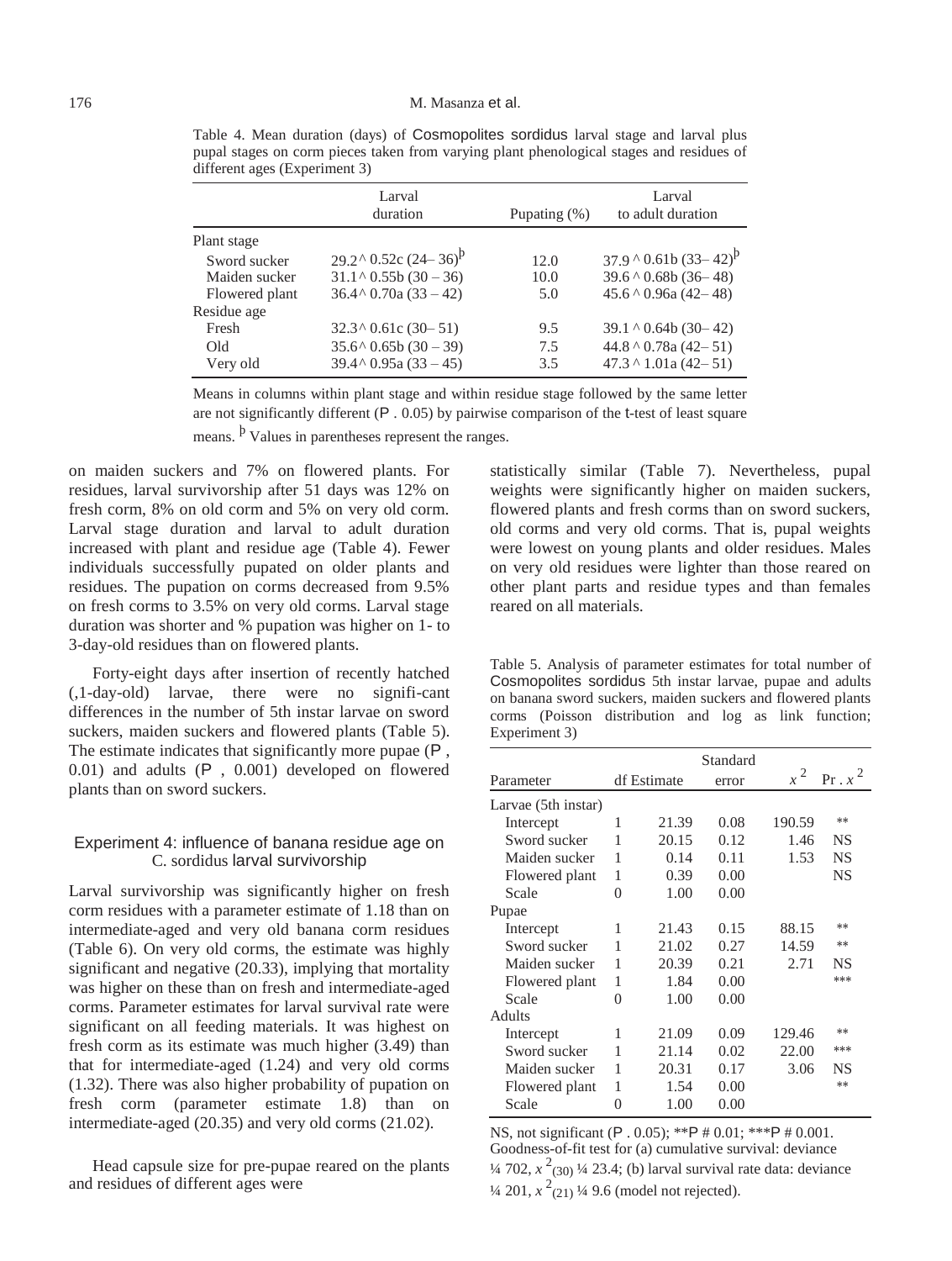Table 4. Mean duration (days) of *Cosmopolites sordidus* larval stage and larval plus pupal stages on corm pieces taken from varying plant phenological stages and residues of different ages (Experiment 3)

| | Larval duration | Pupating (%) | Larval to adult duration |
|---|---|---|---|
| Plant stage | | | |
| Sword sucker | 29.2 ^ 0.52c (24– 36)[þ] | 12.0 | 37.9 ^ 0.61b (33– 42)[þ] |
| Maiden sucker | 31.1 ^ 0.55b (30 – 36) | 10.0 | 39.6 ^ 0.68b (36– 48) |
| Flowered plant | 36.4 ^ 0.70a (33 – 42) | 5.0 | 45.6 ^ 0.96a (42– 48) |
| Residue age | | | |
| Fresh | 32.3 ^ 0.61c (30– 51) | 9.5 | 39.1 ^ 0.64b (30– 42) |
| Old | 35.6 ^ 0.65b (30 – 39) | 7.5 | 44.8 ^ 0.78a (42– 51) |
| Very old | 39.4 ^ 0.95a (33 – 45) | 3.5 | 47.3 ^ 1.01a (42– 51) |

Means in columns within plant stage and within residue stage followed by the same letter are not significantly different (*P* . 0.05) by pairwise comparison of the *t*-test of least square means. [þ] Values in parentheses represent the ranges.

on maiden suckers and 7% on flowered plants. For residues, larval survivorship after 51 days was 12% on fresh corm, 8% on old corm and 5% on very old corm. Larval stage duration and larval to adult duration increased with plant and residue age (Table 4). Fewer individuals successfully pupated on older plants and residues. The pupation on corms decreased from 9.5% on fresh corms to 3.5% on very old corms. Larval stage duration was shorter and % pupation was higher on 1- to 3-day-old residues than on flowered plants.

Forty-eight days after insertion of recently hatched (,1-day-old) larvae, there were no signifi-cant differences in the number of 5th instar larvae on sword suckers, maiden suckers and flowered plants (Table 5). The estimate indicates that significantly more pupae (*P* , 0.01) and adults (*P* , 0.001) developed on flowered plants than on sword suckers.

### Experiment 4: influence of banana residue age on *C. sordidus* larval survivorship

Larval survivorship was significantly higher on fresh corm residues with a parameter estimate of 1.18 than on intermediate-aged and very old banana corm residues (Table 6). On very old corms, the estimate was highly significant and negative (20.33), implying that mortality was higher on these than on fresh and intermediate-aged corms. Parameter estimates for larval survival rate were significant on all feeding materials. It was highest on fresh corm as its estimate was much higher (3.49) than that for intermediate-aged (1.24) and very old corms (1.32). There was also higher probability of pupation on fresh corm (parameter estimate 1.8) than on intermediate-aged (20.35) and very old corms (21.02).

Head capsule size for pre-pupae reared on the plants and residues of different ages were statistically similar (Table 7). Nevertheless, pupal weights were significantly higher on maiden suckers, flowered plants and fresh corms than on sword suckers, old corms and very old corms. That is, pupal weights were lowest on young plants and older residues. Males on very old residues were lighter than those reared on other plant parts and residue types and than females reared on all materials.

Table 5. Analysis of parameter estimates for total number of *Cosmopolites sordidus* 5th instar larvae, pupae and adults on banana sword suckers, maiden suckers and flowered plants corms (Poisson distribution and log as link function; Experiment 3)

| Parameter | df | Estimate | Standard error | $x^2$ | Pr . $x^2$ |
|---|---|---|---|---|---|
| Larvae (5th instar) | | | | | |
| Intercept | 1 | 21.39 | 0.08 | 190.59 | ** |
| Sword sucker | 1 | 20.15 | 0.12 | 1.46 | NS |
| Maiden sucker | 1 | 0.14 | 0.11 | 1.53 | NS |
| Flowered plant | 1 | 0.39 | 0.00 | | NS |
| Scale | 0 | 1.00 | 0.00 | | |
| Pupae | | | | | |
| Intercept | 1 | 21.43 | 0.15 | 88.15 | ** |
| Sword sucker | 1 | 21.02 | 0.27 | 14.59 | ** |
| Maiden sucker | 1 | 20.39 | 0.21 | 2.71 | NS |
| Flowered plant | 1 | 1.84 | 0.00 | | *** |
| Scale | 0 | 1.00 | 0.00 | | |
| Adults | | | | | |
| Intercept | 1 | 21.09 | 0.09 | 129.46 | ** |
| Sword sucker | 1 | 21.14 | 0.02 | 22.00 | *** |
| Maiden sucker | 1 | 20.31 | 0.17 | 3.06 | NS |
| Flowered plant | 1 | 1.54 | 0.00 | | ** |
| Scale | 0 | 1.00 | 0.00 | | |

NS, not significant (*P* . 0.05); ***P* # 0.01; ****P* # 0.001.
Goodness-of-fit test for (a) cumulative survival: deviance ¼ 702, $x^2_{(30)}$ ¼ 23.4; (b) larval survival rate data: deviance ¼ 201, $x^2_{(21)}$ ¼ 9.6 (model not rejected).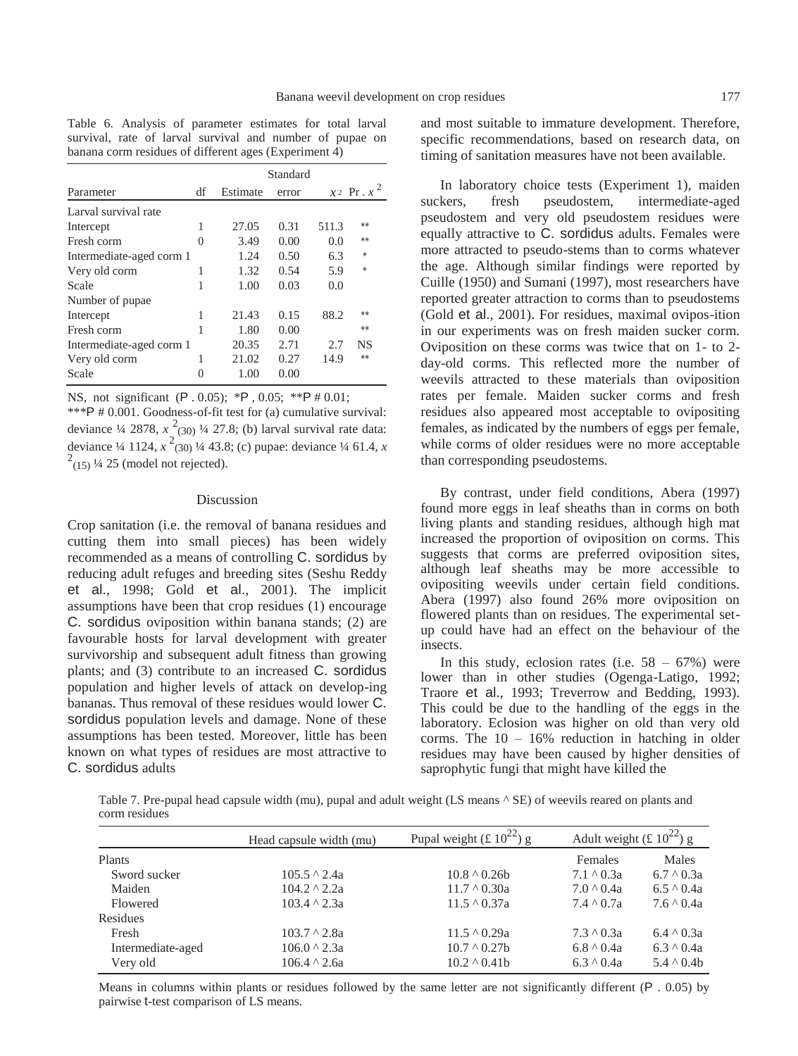Table 6. Analysis of parameter estimates for total larval survival, rate of larval survival and number of pupae on banana corm residues of different ages (Experiment 4)

| Parameter | df | Estimate | Standard error | $x^2$ | Pr . $x^2$ |
|---|---|---|---|---|---|
| Larval survival rate | | | | | |
| Intercept | 1 | 27.05 | 0.31 | 511.3 | ** |
| Fresh corm | 0 | 3.49 | 0.00 | 0.0 | ** |
| Intermediate-aged corm | 1 | 1.24 | 0.50 | 6.3 | * |
| Very old corm | 1 | 1.32 | 0.54 | 5.9 | * |
| Scale | 1 | 1.00 | 0.03 | 0.0 | |
| Number of pupae | | | | | |
| Intercept | 1 | 21.43 | 0.15 | 88.2 | ** |
| Fresh corm | 1 | 1.80 | 0.00 | | ** |
| Intermediate-aged corm | 1 | 20.35 | 2.71 | 2.7 | NS |
| Very old corm | 1 | 21.02 | 0.27 | 14.9 | ** |
| Scale | 0 | 1.00 | 0.00 | | |

NS, not significant (P . 0.05); *P , 0.05; **P # 0.01; ***P # 0.001. Goodness-of-fit test for (a) cumulative survival: deviance ¼ 2878, $x^2_{(30)}$ ¼ 27.8; (b) larval survival rate data: deviance ¼ 1124, $x^2_{(30)}$ ¼ 43.8; (c) pupae: deviance ¼ 61.4, $x^2_{(15)}$ ¼ 25 (model not rejected).

## Discussion

Crop sanitation (i.e. the removal of banana residues and cutting them into small pieces) has been widely recommended as a means of controlling *C. sordidus* by reducing adult refuges and breeding sites (Seshu Reddy *et al.*, 1998; Gold *et al.*, 2001). The implicit assumptions have been that crop residues (1) encourage *C. sordidus* oviposition within banana stands; (2) are favourable hosts for larval development with greater survivorship and subsequent adult fitness than growing plants; and (3) contribute to an increased *C. sordidus* population and higher levels of attack on develop-ing bananas. Thus removal of these residues would lower *C. sordidus* population levels and damage. None of these assumptions has been tested. Moreover, little has been known on what types of residues are most attractive to *C. sordidus* adults and most suitable to immature development. Therefore, specific recommendations, based on research data, on timing of sanitation measures have not been available.

In laboratory choice tests (Experiment 1), maiden suckers, fresh pseudostem, intermediate-aged pseudostem and very old pseudostem residues were equally attractive to *C. sordidus* adults. Females were more attracted to pseudo-stems than to corms whatever the age. Although similar findings were reported by Cuille (1950) and Sumani (1997), most researchers have reported greater attraction to corms than to pseudostems (Gold *et al.*, 2001). For residues, maximal ovipos-ition in our experiments was on fresh maiden sucker corm. Oviposition on these corms was twice that on 1- to 2-day-old corms. This reflected more the number of weevils attracted to these materials than oviposition rates per female. Maiden sucker corms and fresh residues also appeared most acceptable to ovipositing females, as indicated by the numbers of eggs per female, while corms of older residues were no more acceptable than corresponding pseudostems.

By contrast, under field conditions, Abera (1997) found more eggs in leaf sheaths than in corms on both living plants and standing residues, although high mat increased the proportion of oviposition on corms. This suggests that corms are preferred oviposition sites, although leaf sheaths may be more accessible to ovipositing weevils under certain field conditions. Abera (1997) also found 26% more oviposition on flowered plants than on residues. The experimental set-up could have had an effect on the behaviour of the insects.

In this study, eclosion rates (i.e. 58 – 67%) were lower than in other studies (Ogenga-Latigo, 1992; Traore *et al.*, 1993; Treverrow and Bedding, 1993). This could be due to the handling of the eggs in the laboratory. Eclosion was higher on old than very old corms. The 10 – 16% reduction in hatching in older residues may have been caused by higher densities of saprophytic fungi that might have killed the

Table 7. Pre-pupal head capsule width (mu), pupal and adult weight (LS means ^ SE) of weevils reared on plants and corm residues

| | Head capsule width (mu) | Pupal weight (£ $10^{22}$) g | Adult weight (£ $10^{22}$) g | |
|---|---|---|---|---|
| | | | Females | Males |
| Plants | | | | |
| Sword sucker | 105.5 ^ 2.4a | 10.8 ^ 0.26b | 7.1 ^ 0.3a | 6.7 ^ 0.3a |
| Maiden | 104.2 ^ 2.2a | 11.7 ^ 0.30a | 7.0 ^ 0.4a | 6.5 ^ 0.4a |
| Flowered | 103.4 ^ 2.3a | 11.5 ^ 0.37a | 7.4 ^ 0.7a | 7.6 ^ 0.4a |
| Residues | | | | |
| Fresh | 103.7 ^ 2.8a | 11.5 ^ 0.29a | 7.3 ^ 0.3a | 6.4 ^ 0.3a |
| Intermediate-aged | 106.0 ^ 2.3a | 10.7 ^ 0.27b | 6.8 ^ 0.4a | 6.3 ^ 0.4a |
| Very old | 106.4 ^ 2.6a | 10.2 ^ 0.41b | 6.3 ^ 0.4a | 5.4 ^ 0.4b |

Means in columns within plants or residues followed by the same letter are not significantly different (P . 0.05) by pairwise *t*-test comparison of LS means.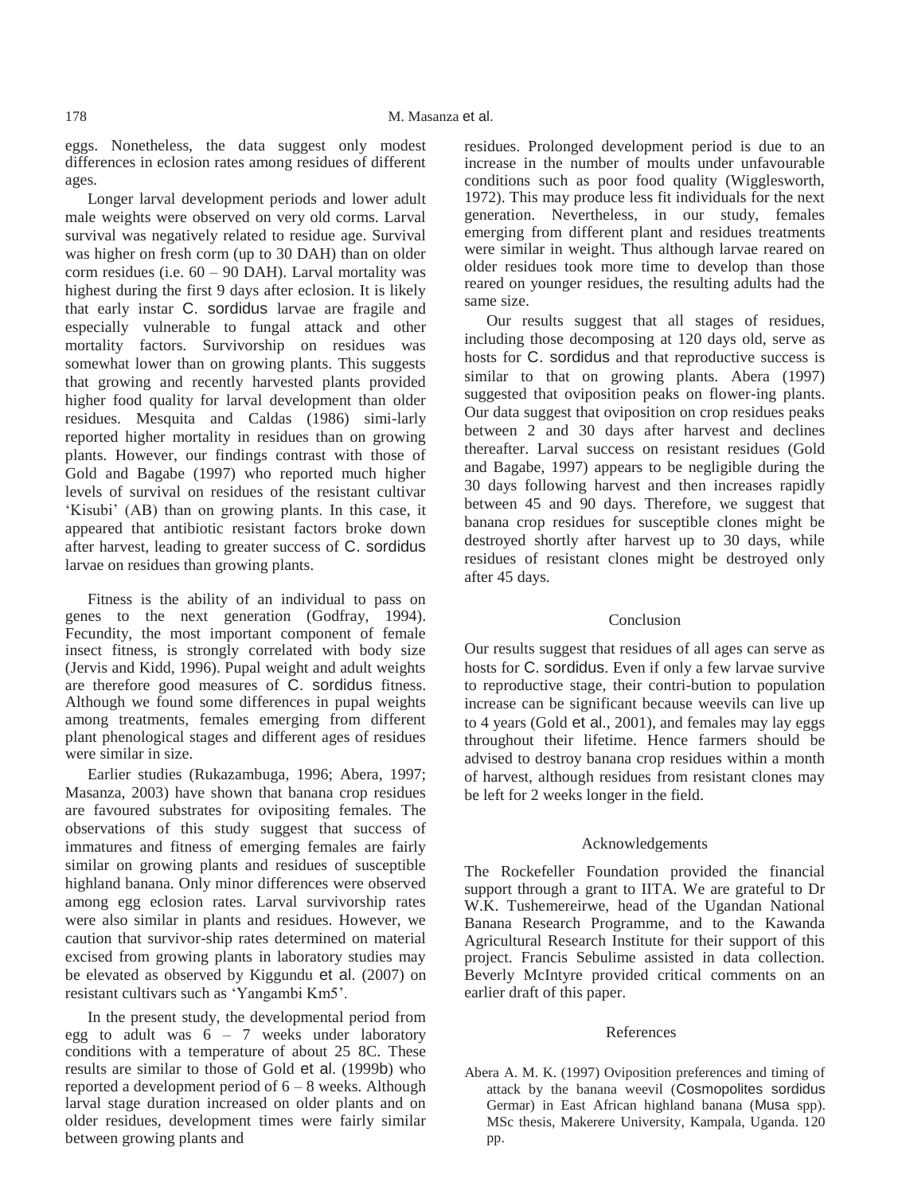eggs. Nonetheless, the data suggest only modest differences in eclosion rates among residues of different ages.

Longer larval development periods and lower adult male weights were observed on very old corms. Larval survival was negatively related to residue age. Survival was higher on fresh corm (up to 30 DAH) than on older corm residues (i.e. 60 – 90 DAH). Larval mortality was highest during the first 9 days after eclosion. It is likely that early instar *C. sordidus* larvae are fragile and especially vulnerable to fungal attack and other mortality factors. Survivorship on residues was somewhat lower than on growing plants. This suggests that growing and recently harvested plants provided higher food quality for larval development than older residues. Mesquita and Caldas (1986) simi-larly reported higher mortality in residues than on growing plants. However, our findings contrast with those of Gold and Bagabe (1997) who reported much higher levels of survival on residues of the resistant cultivar 'Kisubi' (AB) than on growing plants. In this case, it appeared that antibiotic resistant factors broke down after harvest, leading to greater success of *C. sordidus* larvae on residues than growing plants.

Fitness is the ability of an individual to pass on genes to the next generation (Godfray, 1994). Fecundity, the most important component of female insect fitness, is strongly correlated with body size (Jervis and Kidd, 1996). Pupal weight and adult weights are therefore good measures of *C. sordidus* fitness. Although we found some differences in pupal weights among treatments, females emerging from different plant phenological stages and different ages of residues were similar in size.

Earlier studies (Rukazambuga, 1996; Abera, 1997; Masanza, 2003) have shown that banana crop residues are favoured substrates for ovipositing females. The observations of this study suggest that success of immatures and fitness of emerging females are fairly similar on growing plants and residues of susceptible highland banana. Only minor differences were observed among egg eclosion rates. Larval survivorship rates were also similar in plants and residues. However, we caution that survivor-ship rates determined on material excised from growing plants in laboratory studies may be elevated as observed by Kiggundu *et al.* (2007) on resistant cultivars such as 'Yangambi Km5'.

In the present study, the developmental period from egg to adult was 6 – 7 weeks under laboratory conditions with a temperature of about 25 8C. These results are similar to those of Gold *et al.* (1999b) who reported a development period of 6 – 8 weeks. Although larval stage duration increased on older plants and on older residues, development times were fairly similar between growing plants and residues. Prolonged development period is due to an increase in the number of moults under unfavourable conditions such as poor food quality (Wigglesworth, 1972). This may produce less fit individuals for the next generation. Nevertheless, in our study, females emerging from different plant and residues treatments were similar in weight. Thus although larvae reared on older residues took more time to develop than those reared on younger residues, the resulting adults had the same size.

Our results suggest that all stages of residues, including those decomposing at 120 days old, serve as hosts for *C. sordidus* and that reproductive success is similar to that on growing plants. Abera (1997) suggested that oviposition peaks on flower-ing plants. Our data suggest that oviposition on crop residues peaks between 2 and 30 days after harvest and declines thereafter. Larval success on resistant residues (Gold and Bagabe, 1997) appears to be negligible during the 30 days following harvest and then increases rapidly between 45 and 90 days. Therefore, we suggest that banana crop residues for susceptible clones might be destroyed shortly after harvest up to 30 days, while residues of resistant clones might be destroyed only after 45 days.

## Conclusion

Our results suggest that residues of all ages can serve as hosts for *C. sordidus*. Even if only a few larvae survive to reproductive stage, their contri-bution to population increase can be significant because weevils can live up to 4 years (Gold *et al.*, 2001), and females may lay eggs throughout their lifetime. Hence farmers should be advised to destroy banana crop residues within a month of harvest, although residues from resistant clones may be left for 2 weeks longer in the field.

## Acknowledgements

The Rockefeller Foundation provided the financial support through a grant to IITA. We are grateful to Dr W.K. Tushemereirwe, head of the Ugandan National Banana Research Programme, and to the Kawanda Agricultural Research Institute for their support of this project. Francis Sebulime assisted in data collection. Beverly McIntyre provided critical comments on an earlier draft of this paper.

## References

Abera A. M. K. (1997) Oviposition preferences and timing of attack by the banana weevil (*Cosmopolites sordidus* Germar) in East African highland banana (*Musa* spp). MSc thesis, Makerere University, Kampala, Uganda. 120 pp.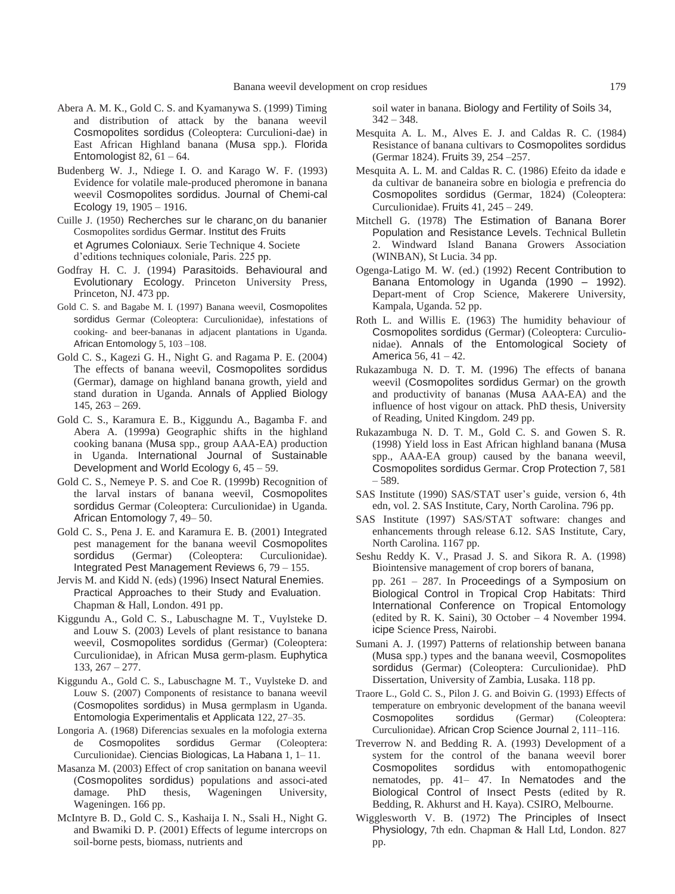Abera A. M. K., Gold C. S. and Kyamanywa S. (1999) Timing and distribution of attack by the banana weevil *Cosmopolites sordidus* (Coleoptera: Curculioni-dae) in East African Highland banana (*Musa* spp.). *Florida Entomologist* 82, 61 – 64.

Budenberg W. J., Ndiege I. O. and Karago W. F. (1993) Evidence for volatile male-produced pheromone in banana weevil *Cosmopolites sordidus*. *Journal of Chemi-cal Ecology* 19, 1905 – 1916.

Cuille J. (1950) *Recherches sur le charanc¸on du bananier* *Cosmopolites sordidus* *Germar*. *Institut des Fruits et Agrumes Coloniaux*. Serie Technique 4. Societe d'editions techniques coloniale, Paris. 225 pp.

Godfray H. C. J. (1994) *Parasitoids. Behavioural and Evolutionary Ecology*. Princeton University Press, Princeton, NJ. 473 pp.

Gold C. S. and Bagabe M. I. (1997) Banana weevil, *Cosmopolites sordidus* Germar (Coleoptera: Curculionidae), infestations of cooking- and beer-bananas in adjacent plantations in Uganda. *African Entomology* 5, 103 –108.

Gold C. S., Kagezi G. H., Night G. and Ragama P. E. (2004) The effects of banana weevil, *Cosmopolites sordidus* (Germar), damage on highland banana growth, yield and stand duration in Uganda. *Annals of Applied Biology* 145, 263 – 269.

Gold C. S., Karamura E. B., Kiggundu A., Bagamba F. and Abera A. (1999a) Geographic shifts in the highland cooking banana (*Musa* spp., group AAA-EA) production in Uganda. *International Journal of Sustainable Development and World Ecology* 6, 45 – 59.

Gold C. S., Nemeye P. S. and Coe R. (1999b) Recognition of the larval instars of banana weevil, *Cosmopolites sordidus* Germar (Coleoptera: Curculionidae) in Uganda. *African Entomology* 7, 49– 50.

Gold C. S., Pena J. E. and Karamura E. B. (2001) Integrated pest management for the banana weevil *Cosmopolites sordidus* (Germar) (Coleoptera: Curculionidae). *Integrated Pest Management Reviews* 6, 79 – 155.

Jervis M. and Kidd N. (eds) (1996) *Insect Natural Enemies. Practical Approaches to their Study and Evaluation*. Chapman & Hall, London. 491 pp.

Kiggundu A., Gold C. S., Labuschagne M. T., Vuylsteke D. and Louw S. (2003) Levels of plant resistance to banana weevil, *Cosmopolites sordidus* (Germar) (Coleoptera: Curculionidae), in African *Musa* germ-plasm. *Euphytica* 133, 267 – 277.

Kiggundu A., Gold C. S., Labuschagne M. T., Vuylsteke D. and Louw S. (2007) Components of resistance to banana weevil (*Cosmopolites sordidus*) in *Musa* germplasm in Uganda. *Entomologia Experimentalis et Applicata* 122, 27–35.

Longoria A. (1968) Diferencias sexuales en la mofologia externa de *Cosmopolites sordidus* Germar (Coleoptera: Curculionidae). *Ciencias Biologicas, La Habana* 1, 1– 11.

Masanza M. (2003) Effect of crop sanitation on banana weevil (*Cosmopolites sordidus*) populations and associ-ated damage. PhD thesis, Wageningen University, Wageningen. 166 pp.

McIntyre B. D., Gold C. S., Kashaija I. N., Ssali H., Night G. and Bwamiki D. P. (2001) Effects of legume intercrops on soil-borne pests, biomass, nutrients and soil water in banana. *Biology and Fertility of Soils* 34, 342 – 348.

Mesquita A. L. M., Alves E. J. and Caldas R. C. (1984) Resistance of banana cultivars to *Cosmopolites sordidus* (Germar 1824). *Fruits* 39, 254 –257.

Mesquita A. L. M. and Caldas R. C. (1986) Efeito da idade e da cultivar de bananeira sobre en biologia e prefrencia do *Cosmopolites sordidus* (Germar, 1824) (Coleoptera: Curculionidae). *Fruits* 41, 245 – 249.

Mitchell G. (1978) *The Estimation of Banana Borer Population and Resistance Levels*. Technical Bulletin 2. Windward Island Banana Growers Association (WINBAN), St Lucia. 34 pp.

Ogenga-Latigo M. W. (ed.) (1992) *Recent Contribution to Banana Entomology in Uganda (1990 – 1992)*. Depart-ment of Crop Science, Makerere University, Kampala, Uganda. 52 pp.

Roth L. and Willis E. (1963) The humidity behaviour of *Cosmopolites sordidus* (Germar) (Coleoptera: Curculio-nidae). *Annals of the Entomological Society of America* 56, 41 – 42.

Rukazambuga N. D. T. M. (1996) The effects of banana weevil (*Cosmopolites sordidus* Germar) on the growth and productivity of bananas (*Musa* AAA-EA) and the influence of host vigour on attack. PhD thesis, University of Reading, United Kingdom. 249 pp.

Rukazambuga N. D. T. M., Gold C. S. and Gowen S. R. (1998) Yield loss in East African highland banana (*Musa* spp., AAA-EA group) caused by the banana weevil, *Cosmopolites sordidus* Germar. *Crop Protection* 7, 581 – 589.

SAS Institute (1990) SAS/STAT user's guide, version 6, 4th edn, vol. 2. SAS Institute, Cary, North Carolina. 796 pp.

SAS Institute (1997) SAS/STAT software: changes and enhancements through release 6.12. SAS Institute, Cary, North Carolina. 1167 pp.

Seshu Reddy K. V., Prasad J. S. and Sikora R. A. (1998) Biointensive management of crop borers of banana, pp. 261 – 287. In *Proceedings of a Symposium on Biological Control in Tropical Crop Habitats: Third International Conference on Tropical Entomology* (edited by R. K. Saini), 30 October – 4 November 1994. *icipe* Science Press, Nairobi.

Sumani A. J. (1997) Patterns of relationship between banana (*Musa* spp.) types and the banana weevil, *Cosmopolites sordidus* (Germar) (Coleoptera: Curculionidae). PhD Dissertation, University of Zambia, Lusaka. 118 pp.

Traore L., Gold C. S., Pilon J. G. and Boivin G. (1993) Effects of temperature on embryonic development of the banana weevil *Cosmopolites sordidus* (Germar) (Coleoptera: Curculionidae). *African Crop Science Journal* 2, 111–116.

Treverrow N. and Bedding R. A. (1993) Development of a system for the control of the banana weevil borer *Cosmopolites sordidus* with entomopathogenic nematodes, pp. 41– 47. In *Nematodes and the Biological Control of Insect Pests* (edited by R. Bedding, R. Akhurst and H. Kaya). CSIRO, Melbourne.

Wigglesworth V. B. (1972) *The Principles of Insect Physiology*, 7th edn. Chapman & Hall Ltd, London. 827 pp.